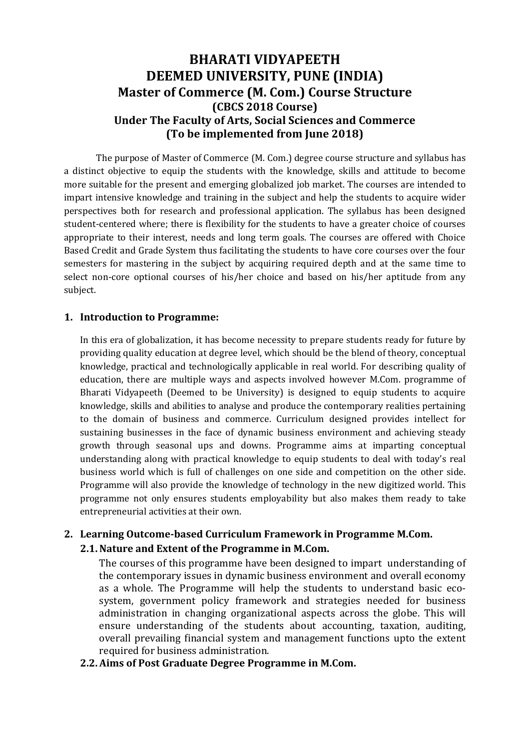# BHARATI VIDYAPEETH
# DEEMED UNIVERSITY, PUNE (INDIA)
## Master of Commerce (M. Com.) Course Structure
### (CBCS 2018 Course)
### Under The Faculty of Arts, Social Sciences and Commerce
### (To be implemented from June 2018)

The purpose of Master of Commerce (M. Com.) degree course structure and syllabus has a distinct objective to equip the students with the knowledge, skills and attitude to become more suitable for the present and emerging globalized job market. The courses are intended to impart intensive knowledge and training in the subject and help the students to acquire wider perspectives both for research and professional application. The syllabus has been designed student-centered where; there is flexibility for the students to have a greater choice of courses appropriate to their interest, needs and long term goals. The courses are offered with Choice Based Credit and Grade System thus facilitating the students to have core courses over the four semesters for mastering in the subject by acquiring required depth and at the same time to select non-core optional courses of his/her choice and based on his/her aptitude from any subject.

## 1. Introduction to Programme:

In this era of globalization, it has become necessity to prepare students ready for future by providing quality education at degree level, which should be the blend of theory, conceptual knowledge, practical and technologically applicable in real world. For describing quality of education, there are multiple ways and aspects involved however M.Com. programme of Bharati Vidyapeeth (Deemed to be University) is designed to equip students to acquire knowledge, skills and abilities to analyse and produce the contemporary realities pertaining to the domain of business and commerce. Curriculum designed provides intellect for sustaining businesses in the face of dynamic business environment and achieving steady growth through seasonal ups and downs. Programme aims at imparting conceptual understanding along with practical knowledge to equip students to deal with today's real business world which is full of challenges on one side and competition on the other side. Programme will also provide the knowledge of technology in the new digitized world. This programme not only ensures students employability but also makes them ready to take entrepreneurial activities at their own.

## 2. Learning Outcome-based Curriculum Framework in Programme M.Com.

### 2.1. Nature and Extent of the Programme in M.Com.

The courses of this programme have been designed to impart understanding of the contemporary issues in dynamic business environment and overall economy as a whole. The Programme will help the students to understand basic eco-system, government policy framework and strategies needed for business administration in changing organizational aspects across the globe. This will ensure understanding of the students about accounting, taxation, auditing, overall prevailing financial system and management functions upto the extent required for business administration.

### 2.2. Aims of Post Graduate Degree Programme in M.Com.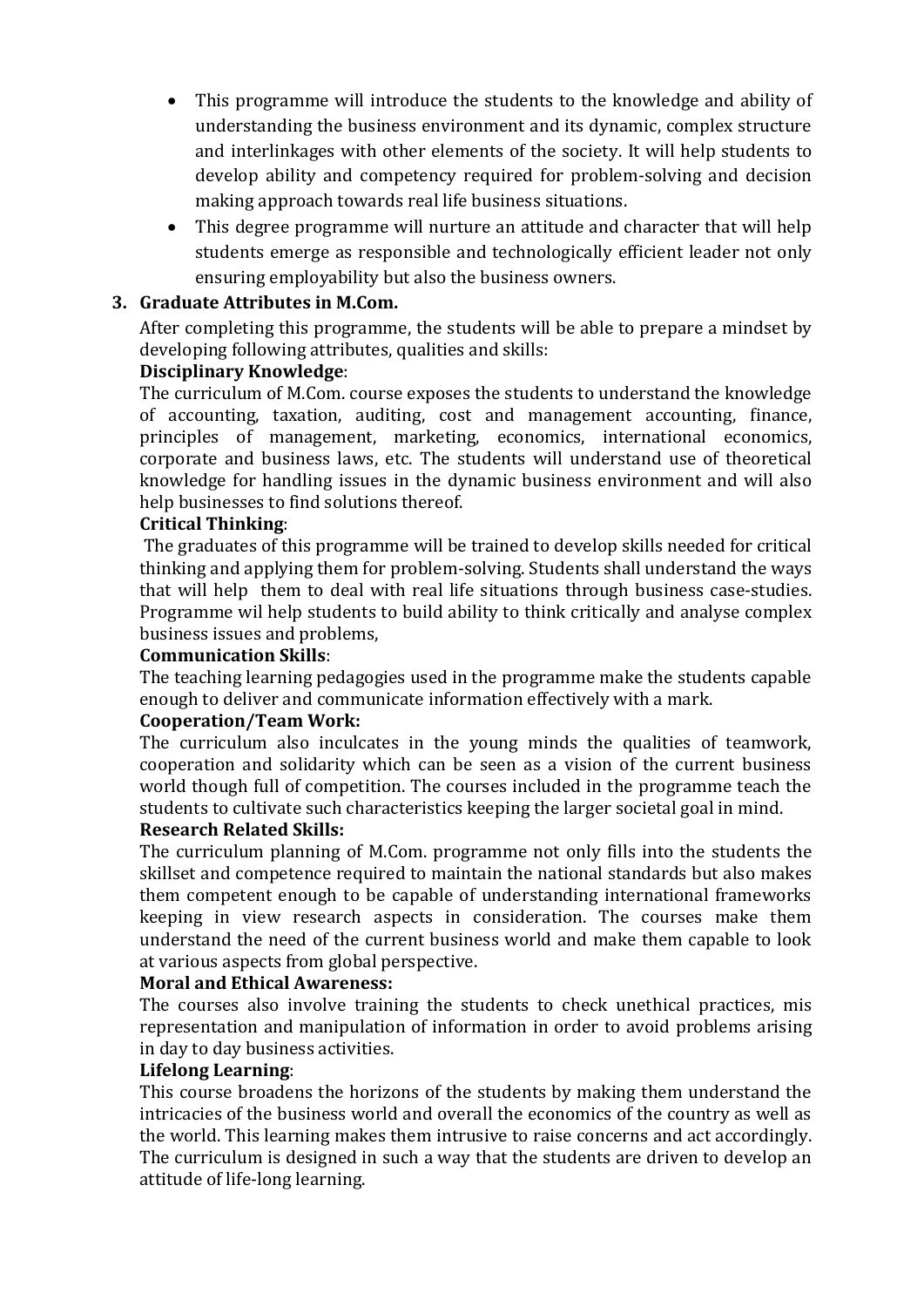- This programme will introduce the students to the knowledge and ability of understanding the business environment and its dynamic, complex structure and interlinkages with other elements of the society. It will help students to develop ability and competency required for problem-solving and decision making approach towards real life business situations.
- This degree programme will nurture an attitude and character that will help students emerge as responsible and technologically efficient leader not only ensuring employability but also the business owners.

### 3. Graduate Attributes in M.Com.

After completing this programme, the students will be able to prepare a mindset by developing following attributes, qualities and skills:

**Disciplinary Knowledge**:

The curriculum of M.Com. course exposes the students to understand the knowledge of accounting, taxation, auditing, cost and management accounting, finance, principles of management, marketing, economics, international economics, corporate and business laws, etc. The students will understand use of theoretical knowledge for handling issues in the dynamic business environment and will also help businesses to find solutions thereof.

**Critical Thinking**:

The graduates of this programme will be trained to develop skills needed for critical thinking and applying them for problem-solving. Students shall understand the ways that will help them to deal with real life situations through business case-studies. Programme wil help students to build ability to think critically and analyse complex business issues and problems,

**Communication Skills**:

The teaching learning pedagogies used in the programme make the students capable enough to deliver and communicate information effectively with a mark.

**Cooperation/Team Work:**

The curriculum also inculcates in the young minds the qualities of teamwork, cooperation and solidarity which can be seen as a vision of the current business world though full of competition. The courses included in the programme teach the students to cultivate such characteristics keeping the larger societal goal in mind.

**Research Related Skills:**

The curriculum planning of M.Com. programme not only fills into the students the skillset and competence required to maintain the national standards but also makes them competent enough to be capable of understanding international frameworks keeping in view research aspects in consideration. The courses make them understand the need of the current business world and make them capable to look at various aspects from global perspective.

**Moral and Ethical Awareness:**

The courses also involve training the students to check unethical practices, mis representation and manipulation of information in order to avoid problems arising in day to day business activities.

**Lifelong Learning**:

This course broadens the horizons of the students by making them understand the intricacies of the business world and overall the economics of the country as well as the world. This learning makes them intrusive to raise concerns and act accordingly. The curriculum is designed in such a way that the students are driven to develop an attitude of life-long learning.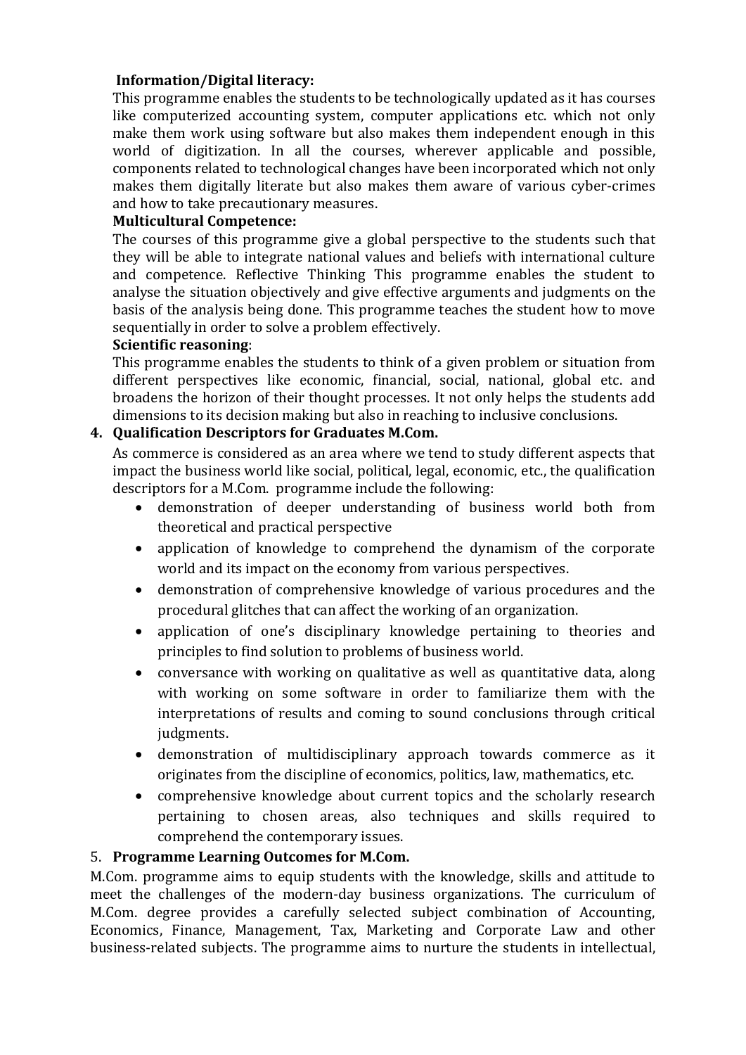**Information/Digital literacy:**

This programme enables the students to be technologically updated as it has courses like computerized accounting system, computer applications etc. which not only make them work using software but also makes them independent enough in this world of digitization. In all the courses, wherever applicable and possible, components related to technological changes have been incorporated which not only makes them digitally literate but also makes them aware of various cyber-crimes and how to take precautionary measures.

**Multicultural Competence:**

The courses of this programme give a global perspective to the students such that they will be able to integrate national values and beliefs with international culture and competence. Reflective Thinking This programme enables the student to analyse the situation objectively and give effective arguments and judgments on the basis of the analysis being done. This programme teaches the student how to move sequentially in order to solve a problem effectively.

**Scientific reasoning**:

This programme enables the students to think of a given problem or situation from different perspectives like economic, financial, social, national, global etc. and broadens the horizon of their thought processes. It not only helps the students add dimensions to its decision making but also in reaching to inclusive conclusions.

## 4. Qualification Descriptors for Graduates M.Com.

As commerce is considered as an area where we tend to study different aspects that impact the business world like social, political, legal, economic, etc., the qualification descriptors for a M.Com. programme include the following:

- demonstration of deeper understanding of business world both from theoretical and practical perspective
- application of knowledge to comprehend the dynamism of the corporate world and its impact on the economy from various perspectives.
- demonstration of comprehensive knowledge of various procedures and the procedural glitches that can affect the working of an organization.
- application of one's disciplinary knowledge pertaining to theories and principles to find solution to problems of business world.
- conversance with working on qualitative as well as quantitative data, along with working on some software in order to familiarize them with the interpretations of results and coming to sound conclusions through critical judgments.
- demonstration of multidisciplinary approach towards commerce as it originates from the discipline of economics, politics, law, mathematics, etc.
- comprehensive knowledge about current topics and the scholarly research pertaining to chosen areas, also techniques and skills required to comprehend the contemporary issues.

## 5. Programme Learning Outcomes for M.Com.

M.Com. programme aims to equip students with the knowledge, skills and attitude to meet the challenges of the modern-day business organizations. The curriculum of M.Com. degree provides a carefully selected subject combination of Accounting, Economics, Finance, Management, Tax, Marketing and Corporate Law and other business-related subjects. The programme aims to nurture the students in intellectual,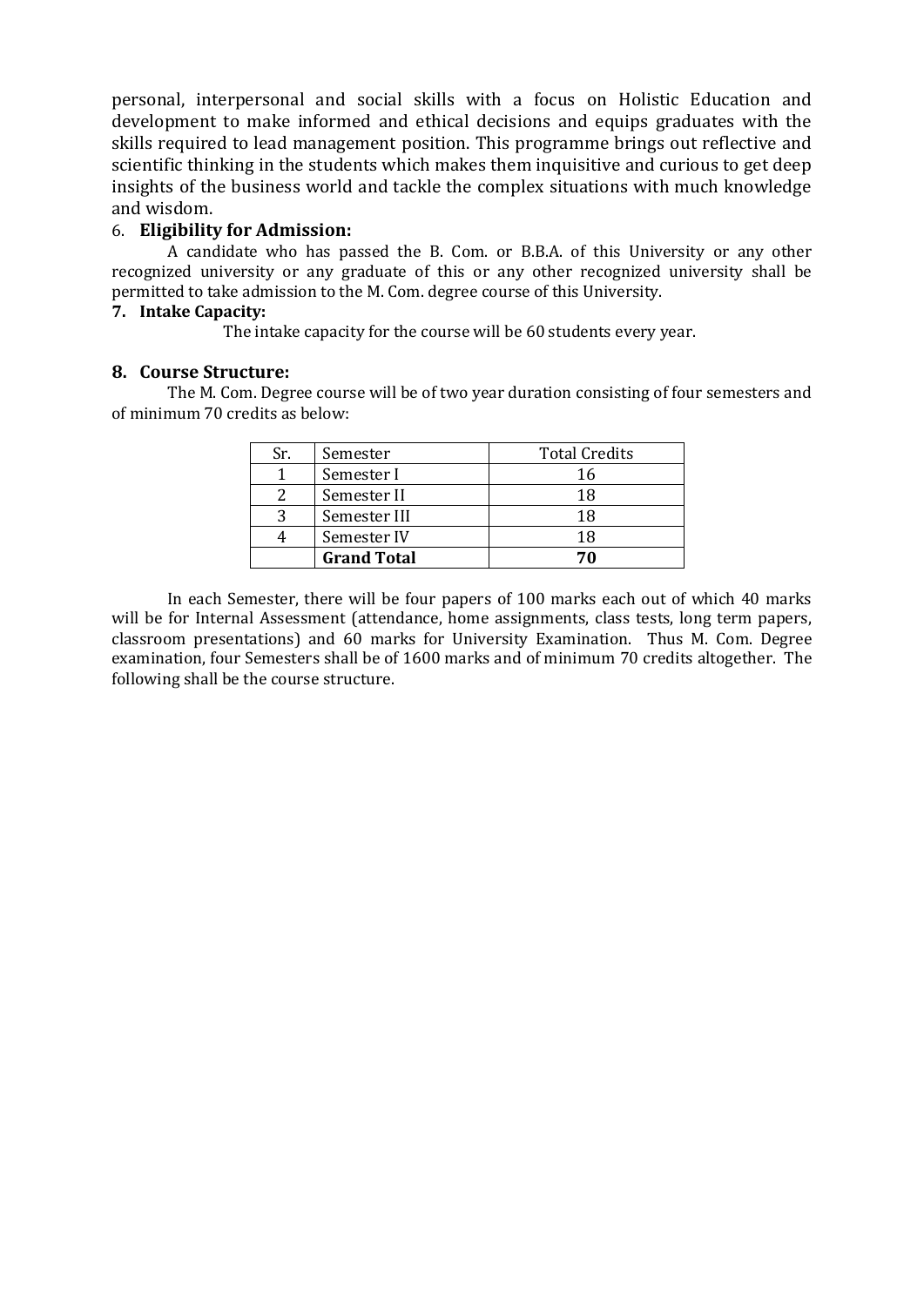personal, interpersonal and social skills with a focus on Holistic Education and development to make informed and ethical decisions and equips graduates with the skills required to lead management position. This programme brings out reflective and scientific thinking in the students which makes them inquisitive and curious to get deep insights of the business world and tackle the complex situations with much knowledge and wisdom.

6. **Eligibility for Admission:**

A candidate who has passed the B. Com. or B.B.A. of this University or any other recognized university or any graduate of this or any other recognized university shall be permitted to take admission to the M. Com. degree course of this University.

**7. Intake Capacity:**

The intake capacity for the course will be 60 students every year.

**8. Course Structure:**

The M. Com. Degree course will be of two year duration consisting of four semesters and of minimum 70 credits as below:

| Sr. | Semester | Total Credits |
|---|---|---|
| 1 | Semester I | 16 |
| 2 | Semester II | 18 |
| 3 | Semester III | 18 |
| 4 | Semester IV | 18 |
| | **Grand Total** | **70** |

In each Semester, there will be four papers of 100 marks each out of which 40 marks will be for Internal Assessment (attendance, home assignments, class tests, long term papers, classroom presentations) and 60 marks for University Examination. Thus M. Com. Degree examination, four Semesters shall be of 1600 marks and of minimum 70 credits altogether. The following shall be the course structure.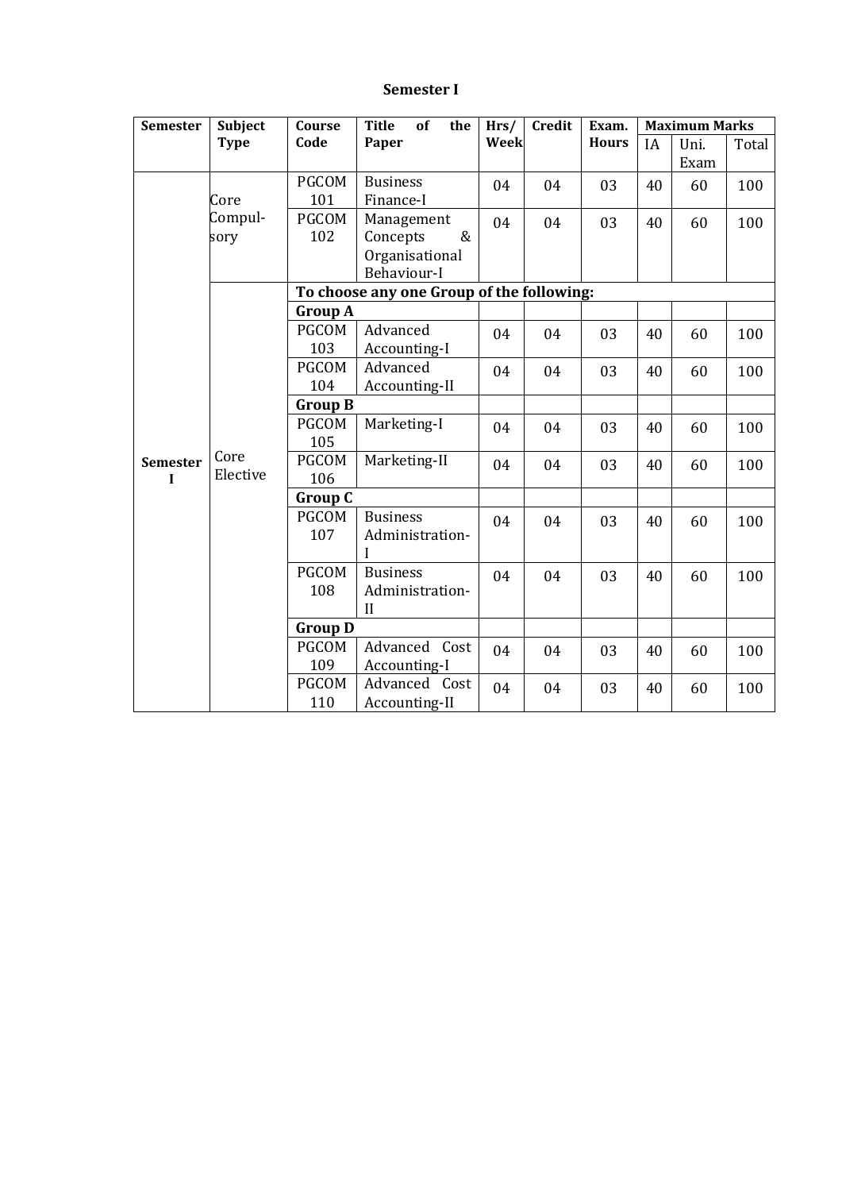**Semester I**

| Semester | Subject Type | Course Code | Title of the Paper | Hrs/ Week | Credit | Exam. Hours | Maximum Marks | | |
|---|---|---|---|---|---|---|---|---|---|
| | | | | | | | IA | Uni. Exam | Total |
| Semester I | Core Compul-sory | PGCOM 101 | Business Finance-I | 04 | 04 | 03 | 40 | 60 | 100 |
| | | PGCOM 102 | Management Concepts & Organisational Behaviour-I | 04 | 04 | 03 | 40 | 60 | 100 |
| | Core Elective | **To choose any one Group of the following:** | | | | | | | |
| | | **Group A** | | | | | | | |
| | | PGCOM 103 | Advanced Accounting-I | 04 | 04 | 03 | 40 | 60 | 100 |
| | | PGCOM 104 | Advanced Accounting-II | 04 | 04 | 03 | 40 | 60 | 100 |
| | | **Group B** | | | | | | | |
| | | PGCOM 105 | Marketing-I | 04 | 04 | 03 | 40 | 60 | 100 |
| | | PGCOM 106 | Marketing-II | 04 | 04 | 03 | 40 | 60 | 100 |
| | | **Group C** | | | | | | | |
| | | PGCOM 107 | Business Administration-I | 04 | 04 | 03 | 40 | 60 | 100 |
| | | PGCOM 108 | Business Administration-II | 04 | 04 | 03 | 40 | 60 | 100 |
| | | **Group D** | | | | | | | |
| | | PGCOM 109 | Advanced Cost Accounting-I | 04 | 04 | 03 | 40 | 60 | 100 |
| | | PGCOM 110 | Advanced Cost Accounting-II | 04 | 04 | 03 | 40 | 60 | 100 |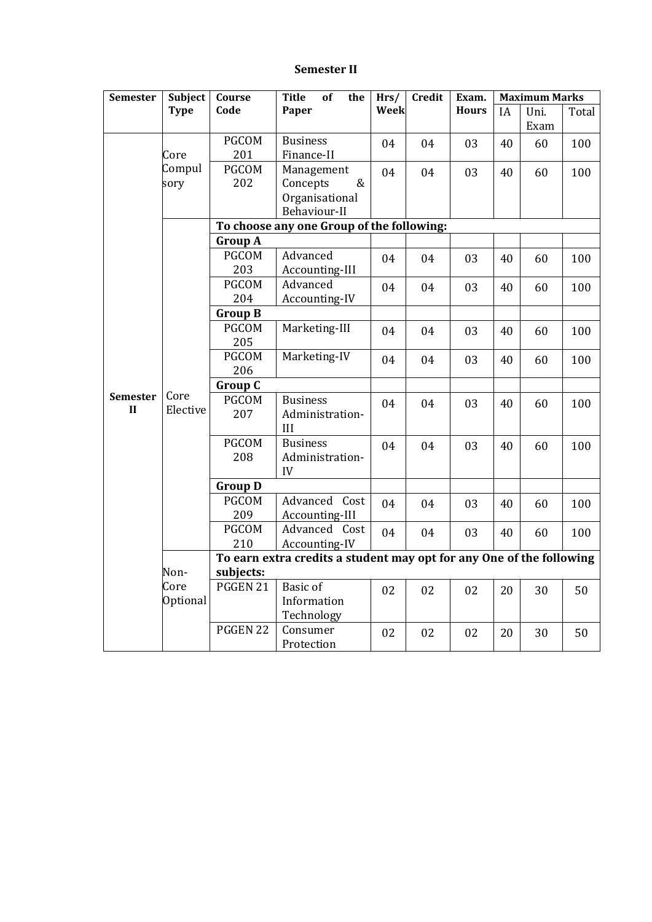**Semester II**

| Semester | Subject Type | Course Code | Title of the Paper | Hrs/ Week | Credit | Exam. Hours | Maximum Marks | | |
|---|---|---|---|---|---|---|---|---|---|
| | | | | | | | IA | Uni. Exam | Total |
| Semester II | Core Compulsory | PGCOM 201 | Business Finance-II | 04 | 04 | 03 | 40 | 60 | 100 |
| | | PGCOM 202 | Management Concepts & Organisational Behaviour-II | 04 | 04 | 03 | 40 | 60 | 100 |
| | Core Elective | **To choose any one Group of the following:** | | | | | | | |
| | | **Group A** | | | | | | | |
| | | PGCOM 203 | Advanced Accounting-III | 04 | 04 | 03 | 40 | 60 | 100 |
| | | PGCOM 204 | Advanced Accounting-IV | 04 | 04 | 03 | 40 | 60 | 100 |
| | | **Group B** | | | | | | | |
| | | PGCOM 205 | Marketing-III | 04 | 04 | 03 | 40 | 60 | 100 |
| | | PGCOM 206 | Marketing-IV | 04 | 04 | 03 | 40 | 60 | 100 |
| | | **Group C** | | | | | | | |
| | | PGCOM 207 | Business Administration-III | 04 | 04 | 03 | 40 | 60 | 100 |
| | | PGCOM 208 | Business Administration-IV | 04 | 04 | 03 | 40 | 60 | 100 |
| | | **Group D** | | | | | | | |
| | | PGCOM 209 | Advanced Cost Accounting-III | 04 | 04 | 03 | 40 | 60 | 100 |
| | | PGCOM 210 | Advanced Cost Accounting-IV | 04 | 04 | 03 | 40 | 60 | 100 |
| | Non-Core Optional | **To earn extra credits a student may opt for any One of the following subjects:** | | | | | | | |
| | | PGGEN 21 | Basic of Information Technology | 02 | 02 | 02 | 20 | 30 | 50 |
| | | PGGEN 22 | Consumer Protection | 02 | 02 | 02 | 20 | 30 | 50 |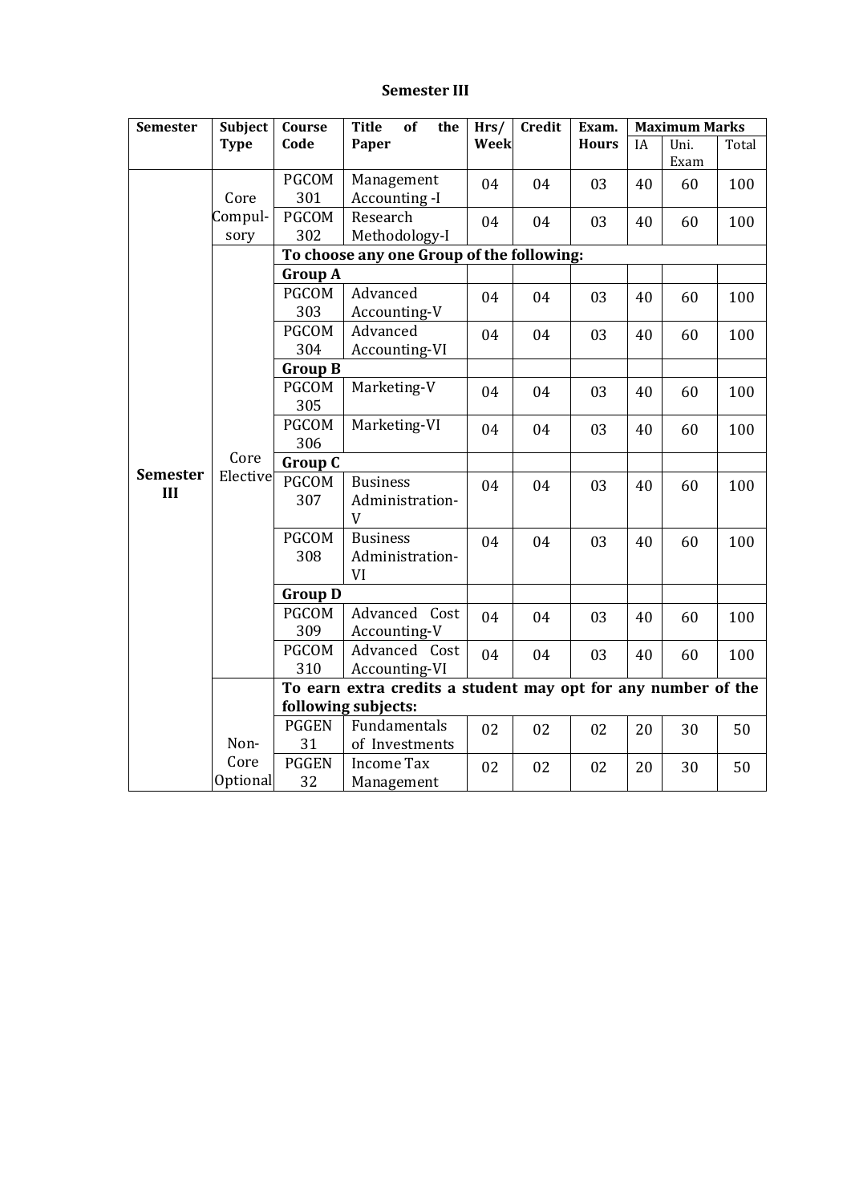## Semester III

| Semester | Subject Type | Course Code | Title of the Paper | Hrs/ Week | Credit | Exam. Hours | Maximum Marks | | |
|---|---|---|---|---|---|---|---|---|---|
| | | | | | | | IA | Uni. Exam | Total |
| **Semester III** | Core Compulsory | PGCOM 301 | Management Accounting -I | 04 | 04 | 03 | 40 | 60 | 100 |
| | | PGCOM 302 | Research Methodology-I | 04 | 04 | 03 | 40 | 60 | 100 |
| | Core Elective | **To choose any one Group of the following:** | | | | | | | |
| | | **Group A** | | | | | | | |
| | | PGCOM 303 | Advanced Accounting-V | 04 | 04 | 03 | 40 | 60 | 100 |
| | | PGCOM 304 | Advanced Accounting-VI | 04 | 04 | 03 | 40 | 60 | 100 |
| | | **Group B** | | | | | | | |
| | | PGCOM 305 | Marketing-V | 04 | 04 | 03 | 40 | 60 | 100 |
| | | PGCOM 306 | Marketing-VI | 04 | 04 | 03 | 40 | 60 | 100 |
| | | **Group C** | | | | | | | |
| | | PGCOM 307 | Business Administration-V | 04 | 04 | 03 | 40 | 60 | 100 |
| | | PGCOM 308 | Business Administration-VI | 04 | 04 | 03 | 40 | 60 | 100 |
| | | **Group D** | | | | | | | |
| | | PGCOM 309 | Advanced Cost Accounting-V | 04 | 04 | 03 | 40 | 60 | 100 |
| | | PGCOM 310 | Advanced Cost Accounting-VI | 04 | 04 | 03 | 40 | 60 | 100 |
| | Non-Core Optional | **To earn extra credits a student may opt for any number of the following subjects:** | | | | | | | |
| | | PGGEN 31 | Fundamentals of Investments | 02 | 02 | 02 | 20 | 30 | 50 |
| | | PGGEN 32 | Income Tax Management | 02 | 02 | 02 | 20 | 30 | 50 |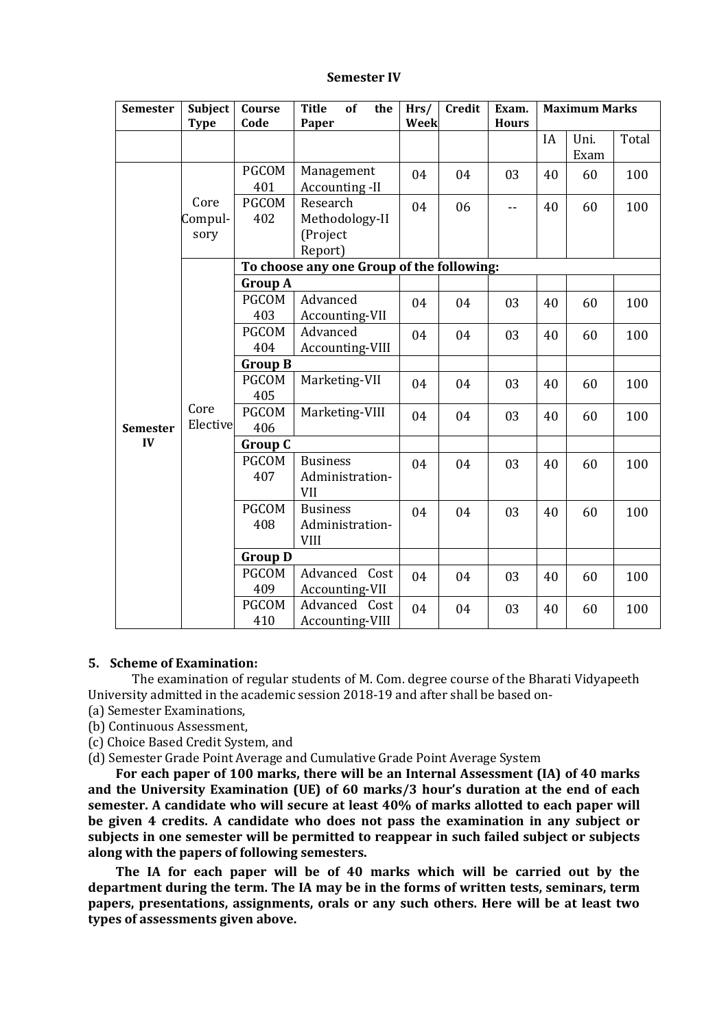**Semester IV**

| Semester | Subject Type | Course Code | Title of the Paper | Hrs/ Week | Credit | Exam. Hours | Maximum Marks | | |
|---|---|---|---|---|---|---|---|---|---|
| | | | | | | | IA | Uni. Exam | Total |
| Semester IV | Core Compul-sory | PGCOM 401 | Management Accounting -II | 04 | 04 | 03 | 40 | 60 | 100 |
| | | PGCOM 402 | Research Methodology-II (Project Report) | 04 | 06 | -- | 40 | 60 | 100 |
| | Core Elective | To choose any one Group of the following: | | | | | | | |
| | | **Group A** | | | | | | | |
| | | PGCOM 403 | Advanced Accounting-VII | 04 | 04 | 03 | 40 | 60 | 100 |
| | | PGCOM 404 | Advanced Accounting-VIII | 04 | 04 | 03 | 40 | 60 | 100 |
| | | **Group B** | | | | | | | |
| | | PGCOM 405 | Marketing-VII | 04 | 04 | 03 | 40 | 60 | 100 |
| | | PGCOM 406 | Marketing-VIII | 04 | 04 | 03 | 40 | 60 | 100 |
| | | **Group C** | | | | | | | |
| | | PGCOM 407 | Business Administration-VII | 04 | 04 | 03 | 40 | 60 | 100 |
| | | PGCOM 408 | Business Administration-VIII | 04 | 04 | 03 | 40 | 60 | 100 |
| | | **Group D** | | | | | | | |
| | | PGCOM 409 | Advanced Cost Accounting-VII | 04 | 04 | 03 | 40 | 60 | 100 |
| | | PGCOM 410 | Advanced Cost Accounting-VIII | 04 | 04 | 03 | 40 | 60 | 100 |

### 5. Scheme of Examination:

The examination of regular students of M. Com. degree course of the Bharati Vidyapeeth University admitted in the academic session 2018-19 and after shall be based on-

(a) Semester Examinations,

(b) Continuous Assessment,

(c) Choice Based Credit System, and

(d) Semester Grade Point Average and Cumulative Grade Point Average System

**For each paper of 100 marks, there will be an Internal Assessment (IA) of 40 marks and the University Examination (UE) of 60 marks/3 hour's duration at the end of each semester. A candidate who will secure at least 40% of marks allotted to each paper will be given 4 credits. A candidate who does not pass the examination in any subject or subjects in one semester will be permitted to reappear in such failed subject or subjects along with the papers of following semesters.**

**The IA for each paper will be of 40 marks which will be carried out by the department during the term. The IA may be in the forms of written tests, seminars, term papers, presentations, assignments, orals or any such others. Here will be at least two types of assessments given above.**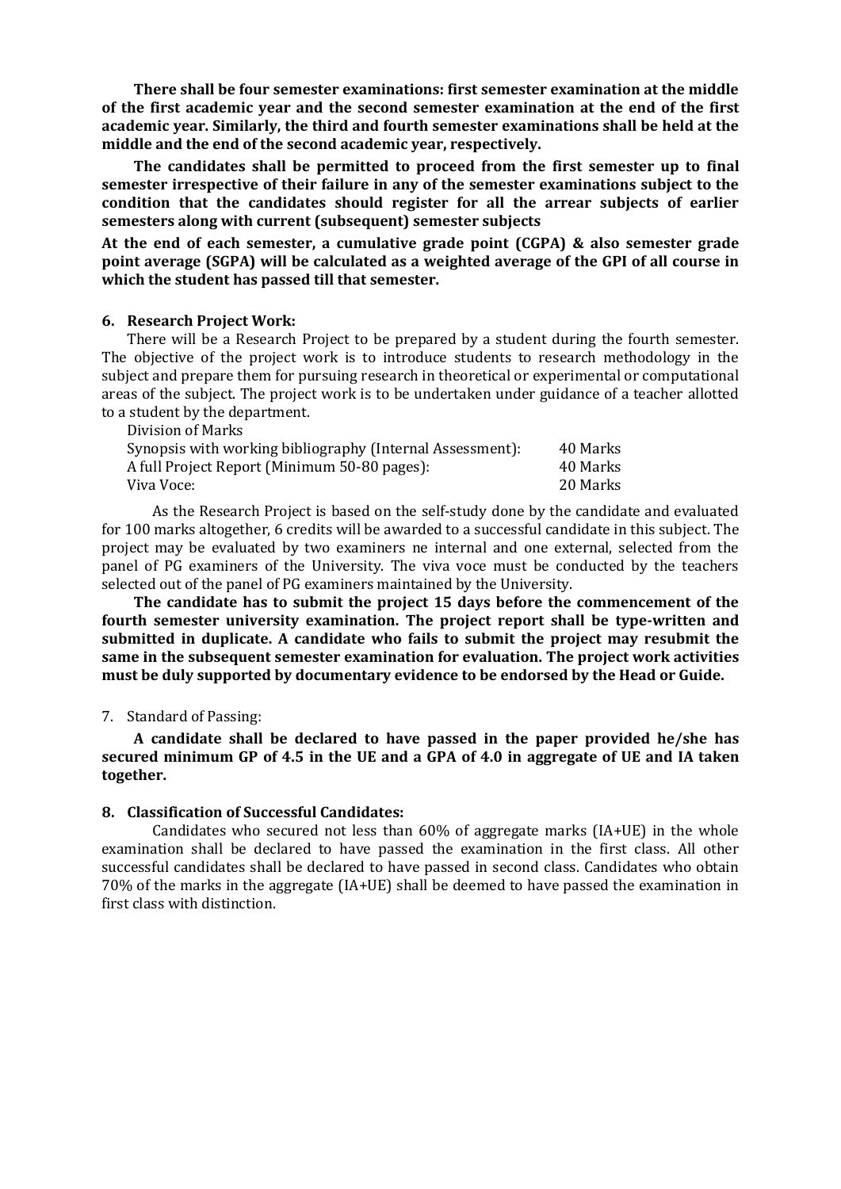**There shall be four semester examinations: first semester examination at the middle of the first academic year and the second semester examination at the end of the first academic year. Similarly, the third and fourth semester examinations shall be held at the middle and the end of the second academic year, respectively.**

**The candidates shall be permitted to proceed from the first semester up to final semester irrespective of their failure in any of the semester examinations subject to the condition that the candidates should register for all the arrear subjects of earlier semesters along with current (subsequent) semester subjects**

**At the end of each semester, a cumulative grade point (CGPA) & also semester grade point average (SGPA) will be calculated as a weighted average of the GPI of all course in which the student has passed till that semester.**

## 6. Research Project Work:

There will be a Research Project to be prepared by a student during the fourth semester. The objective of the project work is to introduce students to research methodology in the subject and prepare them for pursuing research in theoretical or experimental or computational areas of the subject. The project work is to be undertaken under guidance of a teacher allotted to a student by the department.

Division of Marks

| | |
|---|---|
| Synopsis with working bibliography (Internal Assessment): | 40 Marks |
| A full Project Report (Minimum 50-80 pages): | 40 Marks |
| Viva Voce: | 20 Marks |

As the Research Project is based on the self-study done by the candidate and evaluated for 100 marks altogether, 6 credits will be awarded to a successful candidate in this subject. The project may be evaluated by two examiners ne internal and one external, selected from the panel of PG examiners of the University. The viva voce must be conducted by the teachers selected out of the panel of PG examiners maintained by the University.

**The candidate has to submit the project 15 days before the commencement of the fourth semester university examination. The project report shall be type-written and submitted in duplicate. A candidate who fails to submit the project may resubmit the same in the subsequent semester examination for evaluation. The project work activities must be duly supported by documentary evidence to be endorsed by the Head or Guide.**

7. Standard of Passing:

**A candidate shall be declared to have passed in the paper provided he/she has secured minimum GP of 4.5 in the UE and a GPA of 4.0 in aggregate of UE and IA taken together.**

## 8. Classification of Successful Candidates:

Candidates who secured not less than 60% of aggregate marks (IA+UE) in the whole examination shall be declared to have passed the examination in the first class. All other successful candidates shall be declared to have passed in second class. Candidates who obtain 70% of the marks in the aggregate (IA+UE) shall be deemed to have passed the examination in first class with distinction.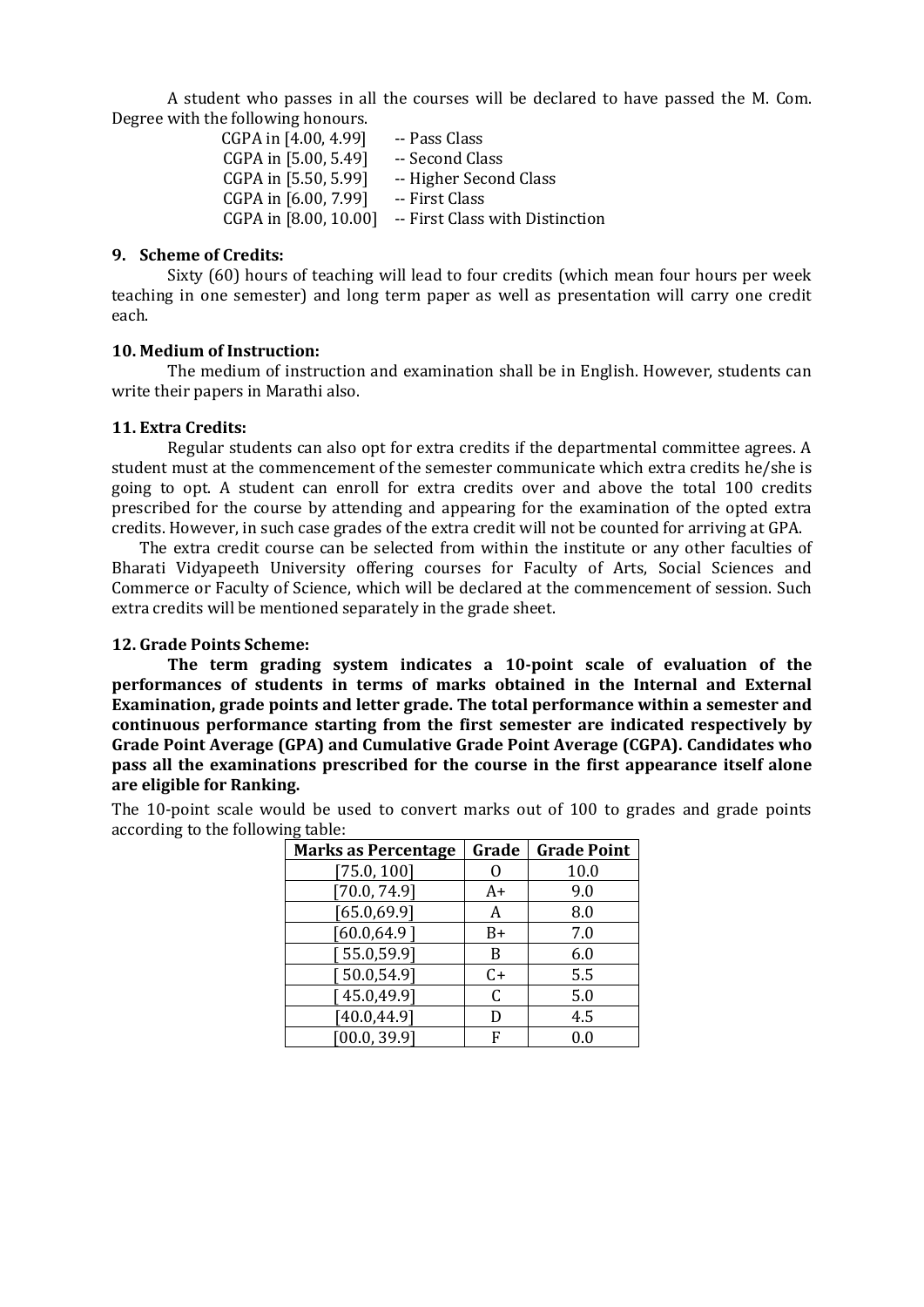A student who passes in all the courses will be declared to have passed the M. Com. Degree with the following honours.

| | |
|---|---|
| CGPA in [4.00, 4.99] | -- Pass Class |
| CGPA in [5.00, 5.49] | -- Second Class |
| CGPA in [5.50, 5.99] | -- Higher Second Class |
| CGPA in [6.00, 7.99] | -- First Class |
| CGPA in [8.00, 10.00] | -- First Class with Distinction |

**9. Scheme of Credits:**

Sixty (60) hours of teaching will lead to four credits (which mean four hours per week teaching in one semester) and long term paper as well as presentation will carry one credit each.

**10. Medium of Instruction:**

The medium of instruction and examination shall be in English. However, students can write their papers in Marathi also.

**11. Extra Credits:**

Regular students can also opt for extra credits if the departmental committee agrees. A student must at the commencement of the semester communicate which extra credits he/she is going to opt. A student can enroll for extra credits over and above the total 100 credits prescribed for the course by attending and appearing for the examination of the opted extra credits. However, in such case grades of the extra credit will not be counted for arriving at GPA.

The extra credit course can be selected from within the institute or any other faculties of Bharati Vidyapeeth University offering courses for Faculty of Arts, Social Sciences and Commerce or Faculty of Science, which will be declared at the commencement of session. Such extra credits will be mentioned separately in the grade sheet.

**12. Grade Points Scheme:**

**The term grading system indicates a 10-point scale of evaluation of the performances of students in terms of marks obtained in the Internal and External Examination, grade points and letter grade. The total performance within a semester and continuous performance starting from the first semester are indicated respectively by Grade Point Average (GPA) and Cumulative Grade Point Average (CGPA). Candidates who pass all the examinations prescribed for the course in the first appearance itself alone are eligible for Ranking.**

The 10-point scale would be used to convert marks out of 100 to grades and grade points according to the following table:

| Marks as Percentage | Grade | Grade Point |
|---|---|---|
| [75.0, 100] | O | 10.0 |
| [70.0, 74.9] | A+ | 9.0 |
| [65.0,69.9] | A | 8.0 |
| [60.0,64.9 ] | B+ | 7.0 |
| [ 55.0,59.9] | B | 6.0 |
| [ 50.0,54.9] | C+ | 5.5 |
| [ 45.0,49.9] | C | 5.0 |
| [40.0,44.9] | D | 4.5 |
| [00.0, 39.9] | F | 0.0 |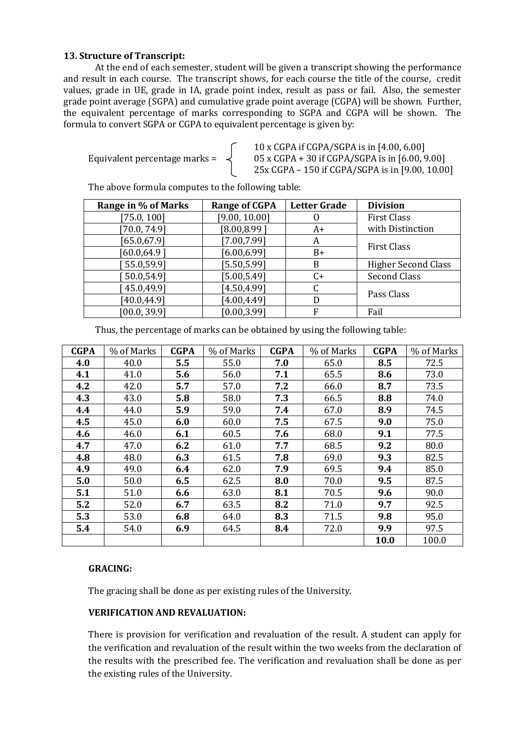### 13. Structure of Transcript:

At the end of each semester, student will be given a transcript showing the performance and result in each course. The transcript shows, for each course the title of the course, credit values, grade in UE, grade in IA, grade point index, result as pass or fail. Also, the semester grade point average (SGPA) and cumulative grade point average (CGPA) will be shown. Further, the equivalent percentage of marks corresponding to SGPA and CGPA will be shown. The formula to convert SGPA or CGPA to equivalent percentage is given by:

$$\text{Equivalent percentage marks} = \begin{cases} 10 \times \text{CGPA if CGPA/SGPA is in } [4.00, 6.00] \\ 05 \times \text{CGPA} + 30 \text{ if CGPA/SGPA is in } [6.00, 9.00] \\ 25\times \text{CGPA} - 150 \text{ if CGPA/SGPA is in } [9.00, 10.00] \end{cases}$$

The above formula computes to the following table:

| Range in % of Marks | Range of CGPA | Letter Grade | Division |
|---|---|---|---|
| [75.0, 100] | [9.00, 10.00] | O | First Class with Distinction |
| [70.0, 74.9] | [8.00,8.99 ] | A+ | |
| [65.0,67.9] | [7.00,7.99] | A | First Class |
| [60.0,64.9 ] | [6.00,6.99] | B+ | |
| [ 55.0,59.9] | [5.50,5.99] | B | Higher Second Class |
| [ 50.0,54.9] | [5.00,5.49] | C+ | Second Class |
| [ 45.0,49.9] | [4.50,4.99] | C | Pass Class |
| [40.0,44.9] | [4.00,4.49] | D | |
| [00.0, 39.9] | [0.00,3.99] | F | Fail |

Thus, the percentage of marks can be obtained by using the following table:

| CGPA | % of Marks | CGPA | % of Marks | CGPA | % of Marks | CGPA | % of Marks |
|---|---|---|---|---|---|---|---|
| **4.0** | 40.0 | **5.5** | 55.0 | **7.0** | 65.0 | **8.5** | 72.5 |
| **4.1** | 41.0 | **5.6** | 56.0 | **7.1** | 65.5 | **8.6** | 73.0 |
| **4.2** | 42.0 | **5.7** | 57.0 | **7.2** | 66.0 | **8.7** | 73.5 |
| **4.3** | 43.0 | **5.8** | 58.0 | **7.3** | 66.5 | **8.8** | 74.0 |
| **4.4** | 44.0 | **5.9** | 59.0 | **7.4** | 67.0 | **8.9** | 74.5 |
| **4.5** | 45.0 | **6.0** | 60.0 | **7.5** | 67.5 | **9.0** | 75.0 |
| **4.6** | 46.0 | **6.1** | 60.5 | **7.6** | 68.0 | **9.1** | 77.5 |
| **4.7** | 47.0 | **6.2** | 61.0 | **7.7** | 68.5 | **9.2** | 80.0 |
| **4.8** | 48.0 | **6.3** | 61.5 | **7.8** | 69.0 | **9.3** | 82.5 |
| **4.9** | 49.0 | **6.4** | 62.0 | **7.9** | 69.5 | **9.4** | 85.0 |
| **5.0** | 50.0 | **6.5** | 62.5 | **8.0** | 70.0 | **9.5** | 87.5 |
| **5.1** | 51.0 | **6.6** | 63.0 | **8.1** | 70.5 | **9.6** | 90.0 |
| **5.2** | 52.0 | **6.7** | 63.5 | **8.2** | 71.0 | **9.7** | 92.5 |
| **5.3** | 53.0 | **6.8** | 64.0 | **8.3** | 71.5 | **9.8** | 95.0 |
| **5.4** | 54.0 | **6.9** | 64.5 | **8.4** | 72.0 | **9.9** | 97.5 |
| | | | | | | **10.0** | 100.0 |

**GRACING:**

The gracing shall be done as per existing rules of the University.

**VERIFICATION AND REVALUATION:**

There is provision for verification and revaluation of the result. A student can apply for the verification and revaluation of the result within the two weeks from the declaration of the results with the prescribed fee. The verification and revaluation shall be done as per the existing rules of the University.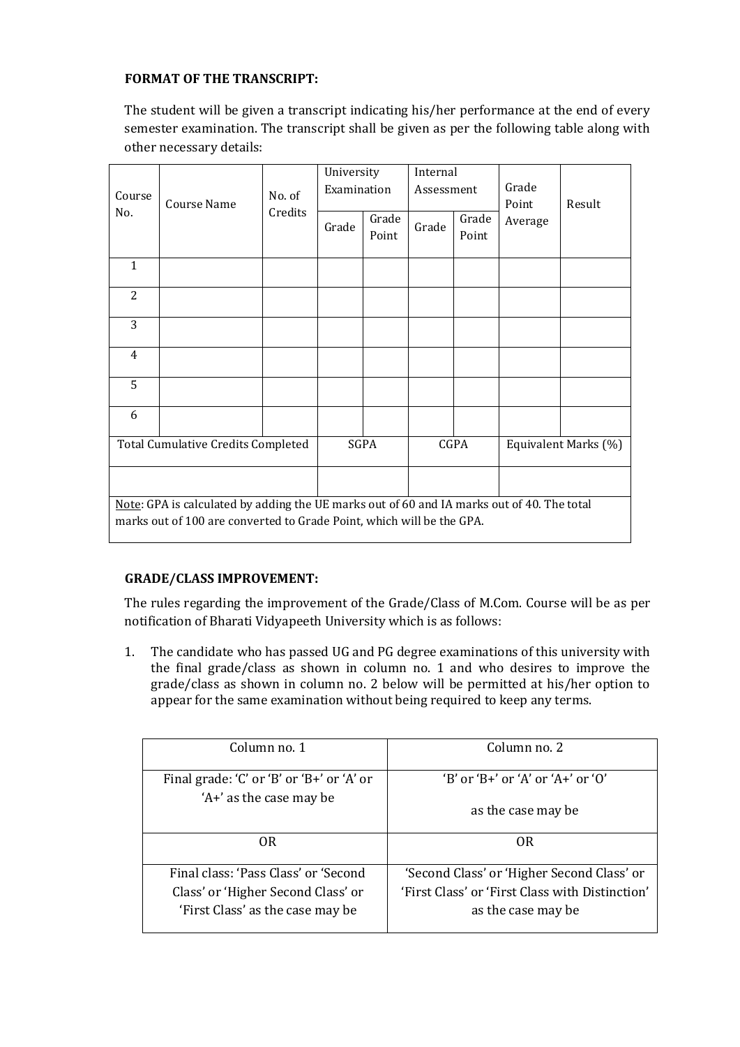**FORMAT OF THE TRANSCRIPT:**

The student will be given a transcript indicating his/her performance at the end of every semester examination. The transcript shall be given as per the following table along with other necessary details:

| Course No. | Course Name | No. of Credits | University Examination | | Internal Assessment | | Grade Point Average | Result |
|---|---|---|---|---|---|---|---|---|
| | | | Grade | Grade Point | Grade | Grade Point | | |
| 1 | | | | | | | | |
| 2 | | | | | | | | |
| 3 | | | | | | | | |
| 4 | | | | | | | | |
| 5 | | | | | | | | |
| 6 | | | | | | | | |
| Total Cumulative Credits Completed | | | SGPA | | CGPA | | Equivalent Marks (%) | |
| | | | | | | | | |
| Note: GPA is calculated by adding the UE marks out of 60 and IA marks out of 40. The total marks out of 100 are converted to Grade Point, which will be the GPA. | | | | | | | | |

**GRADE/CLASS IMPROVEMENT:**

The rules regarding the improvement of the Grade/Class of M.Com. Course will be as per notification of Bharati Vidyapeeth University which is as follows:

1. The candidate who has passed UG and PG degree examinations of this university with the final grade/class as shown in column no. 1 and who desires to improve the grade/class as shown in column no. 2 below will be permitted at his/her option to appear for the same examination without being required to keep any terms.

| Column no. 1 | Column no. 2 |
|---|---|
| Final grade: 'C' or 'B' or 'B+' or 'A' or 'A+' as the case may be | 'B' or 'B+' or 'A' or 'A+' or 'O' as the case may be |
| OR | OR |
| Final class: 'Pass Class' or 'Second Class' or 'Higher Second Class' or 'First Class' as the case may be | 'Second Class' or 'Higher Second Class' or 'First Class' or 'First Class with Distinction' as the case may be |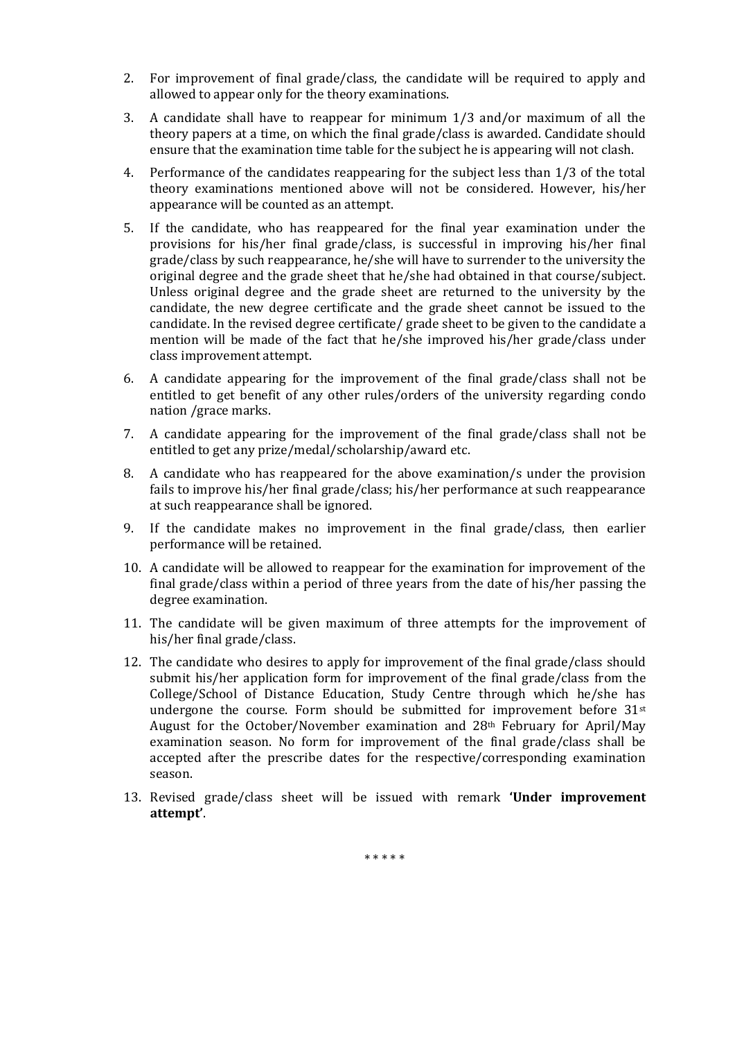2. For improvement of final grade/class, the candidate will be required to apply and allowed to appear only for the theory examinations.
3. A candidate shall have to reappear for minimum 1/3 and/or maximum of all the theory papers at a time, on which the final grade/class is awarded. Candidate should ensure that the examination time table for the subject he is appearing will not clash.
4. Performance of the candidates reappearing for the subject less than 1/3 of the total theory examinations mentioned above will not be considered. However, his/her appearance will be counted as an attempt.
5. If the candidate, who has reappeared for the final year examination under the provisions for his/her final grade/class, is successful in improving his/her final grade/class by such reappearance, he/she will have to surrender to the university the original degree and the grade sheet that he/she had obtained in that course/subject. Unless original degree and the grade sheet are returned to the university by the candidate, the new degree certificate and the grade sheet cannot be issued to the candidate. In the revised degree certificate/ grade sheet to be given to the candidate a mention will be made of the fact that he/she improved his/her grade/class under class improvement attempt.
6. A candidate appearing for the improvement of the final grade/class shall not be entitled to get benefit of any other rules/orders of the university regarding condo nation /grace marks.
7. A candidate appearing for the improvement of the final grade/class shall not be entitled to get any prize/medal/scholarship/award etc.
8. A candidate who has reappeared for the above examination/s under the provision fails to improve his/her final grade/class; his/her performance at such reappearance at such reappearance shall be ignored.
9. If the candidate makes no improvement in the final grade/class, then earlier performance will be retained.
10. A candidate will be allowed to reappear for the examination for improvement of the final grade/class within a period of three years from the date of his/her passing the degree examination.
11. The candidate will be given maximum of three attempts for the improvement of his/her final grade/class.
12. The candidate who desires to apply for improvement of the final grade/class should submit his/her application form for improvement of the final grade/class from the College/School of Distance Education, Study Centre through which he/she has undergone the course. Form should be submitted for improvement before 31st August for the October/November examination and 28th February for April/May examination season. No form for improvement of the final grade/class shall be accepted after the prescribe dates for the respective/corresponding examination season.
13. Revised grade/class sheet will be issued with remark **'Under improvement attempt'**.

\* \* \* \* \*